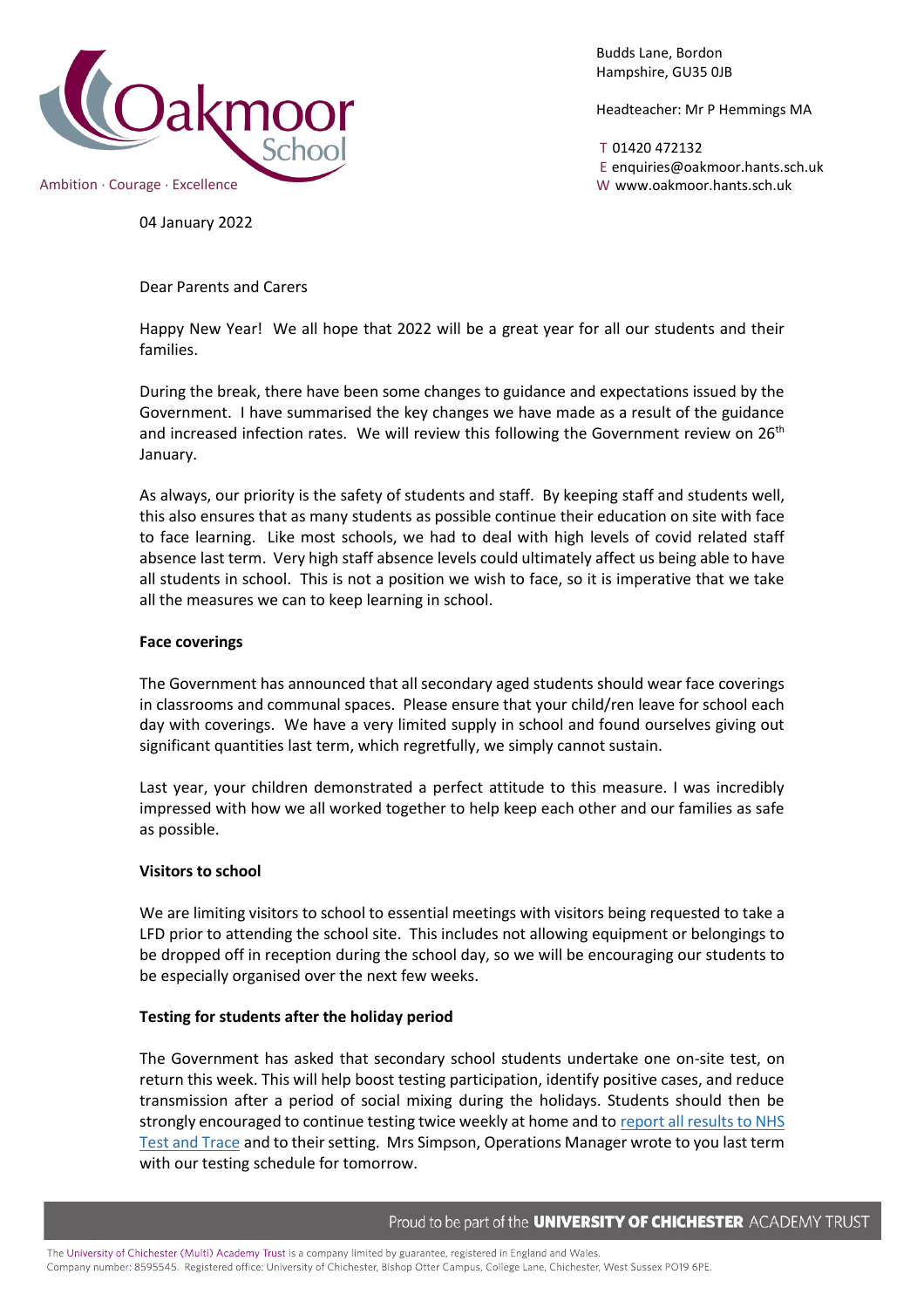Oakmoor School

Ambition · Courage · Excellence

Budds Lane, Bordon
Hampshire, GU35 0JB

Headteacher: Mr P Hemmings MA

T 01420 472132
E enquiries@oakmoor.hants.sch.uk
W www.oakmoor.hants.sch.uk

04 January 2022

Dear Parents and Carers

Happy New Year! We all hope that 2022 will be a great year for all our students and their families.

During the break, there have been some changes to guidance and expectations issued by the Government. I have summarised the key changes we have made as a result of the guidance and increased infection rates. We will review this following the Government review on 26th January.

As always, our priority is the safety of students and staff. By keeping staff and students well, this also ensures that as many students as possible continue their education on site with face to face learning. Like most schools, we had to deal with high levels of covid related staff absence last term. Very high staff absence levels could ultimately affect us being able to have all students in school. This is not a position we wish to face, so it is imperative that we take all the measures we can to keep learning in school.

**Face coverings**

The Government has announced that all secondary aged students should wear face coverings in classrooms and communal spaces. Please ensure that your child/ren leave for school each day with coverings. We have a very limited supply in school and found ourselves giving out significant quantities last term, which regretfully, we simply cannot sustain.

Last year, your children demonstrated a perfect attitude to this measure. I was incredibly impressed with how we all worked together to help keep each other and our families as safe as possible.

**Visitors to school**

We are limiting visitors to school to essential meetings with visitors being requested to take a LFD prior to attending the school site. This includes not allowing equipment or belongings to be dropped off in reception during the school day, so we will be encouraging our students to be especially organised over the next few weeks.

**Testing for students after the holiday period**

The Government has asked that secondary school students undertake one on-site test, on return this week. This will help boost testing participation, identify positive cases, and reduce transmission after a period of social mixing during the holidays. Students should then be strongly encouraged to continue testing twice weekly at home and to report all results to NHS Test and Trace and to their setting. Mrs Simpson, Operations Manager wrote to you last term with our testing schedule for tomorrow.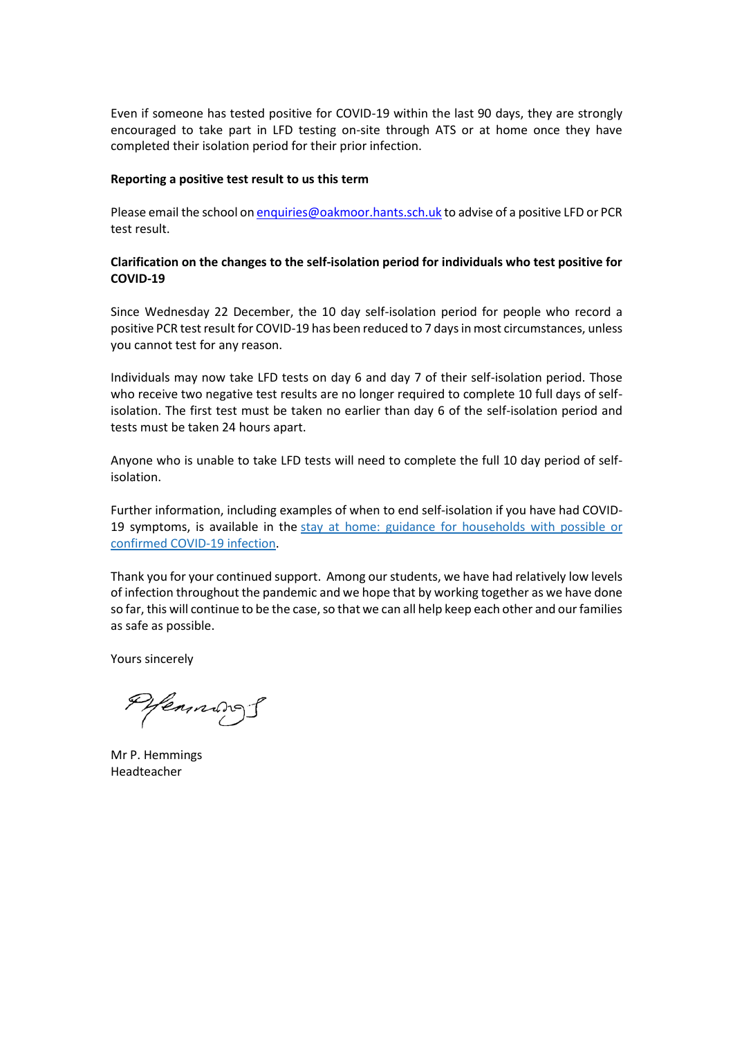Even if someone has tested positive for COVID-19 within the last 90 days, they are strongly encouraged to take part in LFD testing on-site through ATS or at home once they have completed their isolation period for their prior infection.

**Reporting a positive test result to us this term**

Please email the school on enquiries@oakmoor.hants.sch.uk to advise of a positive LFD or PCR test result.

**Clarification on the changes to the self-isolation period for individuals who test positive for COVID-19**

Since Wednesday 22 December, the 10 day self-isolation period for people who record a positive PCR test result for COVID-19 has been reduced to 7 days in most circumstances, unless you cannot test for any reason.

Individuals may now take LFD tests on day 6 and day 7 of their self-isolation period. Those who receive two negative test results are no longer required to complete 10 full days of self-isolation. The first test must be taken no earlier than day 6 of the self-isolation period and tests must be taken 24 hours apart.

Anyone who is unable to take LFD tests will need to complete the full 10 day period of self-isolation.

Further information, including examples of when to end self-isolation if you have had COVID-19 symptoms, is available in the stay at home: guidance for households with possible or confirmed COVID-19 infection.

Thank you for your continued support. Among our students, we have had relatively low levels of infection throughout the pandemic and we hope that by working together as we have done so far, this will continue to be the case, so that we can all help keep each other and our families as safe as possible.

Yours sincerely

Mr P. Hemmings
Headteacher